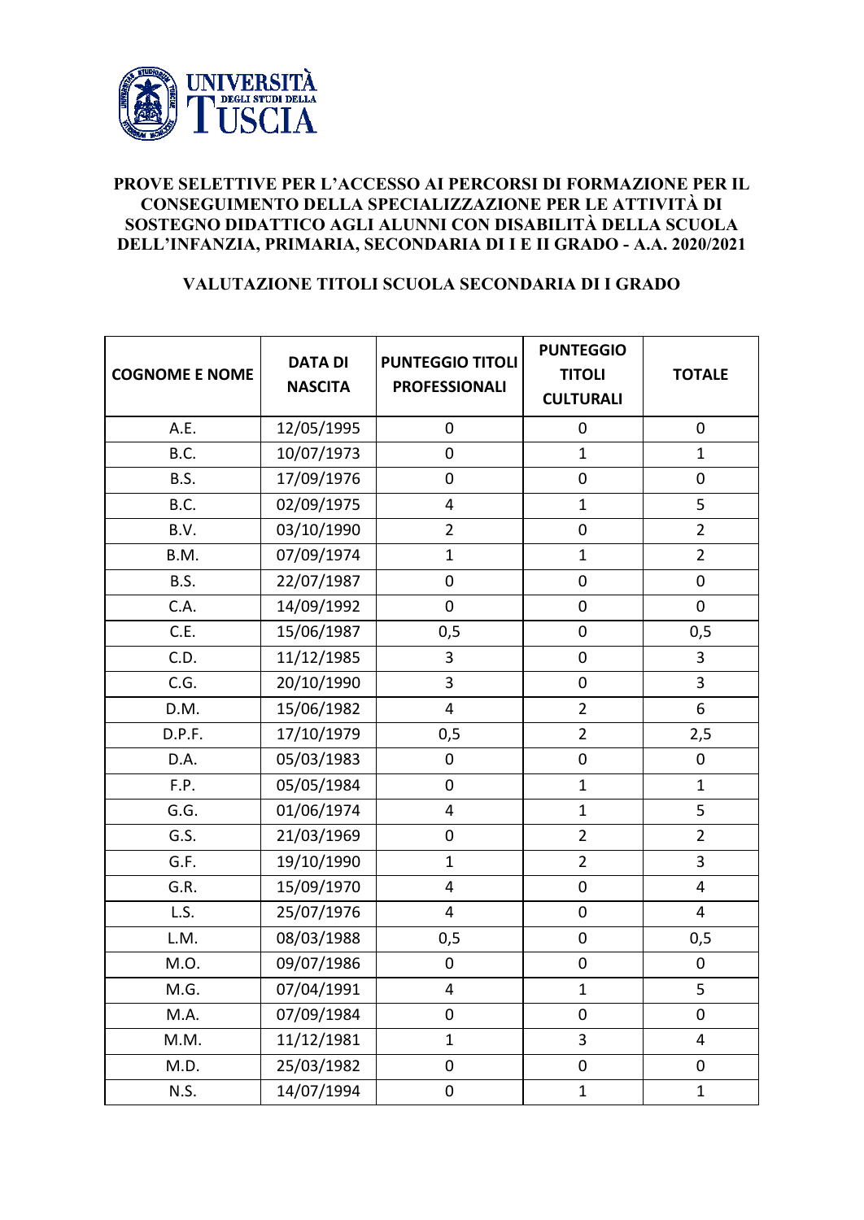**PROVE SELETTIVE PER L'ACCESSO AI PERCORSI DI FORMAZIONE PER IL CONSEGUIMENTO DELLA SPECIALIZZAZIONE PER LE ATTIVITÀ DI SOSTEGNO DIDATTICO AGLI ALUNNI CON DISABILITÀ DELLA SCUOLA DELL'INFANZIA, PRIMARIA, SECONDARIA DI I E II GRADO - A.A. 2020/2021**

**VALUTAZIONE TITOLI SCUOLA SECONDARIA DI I GRADO**

| COGNOME E NOME | DATA DI NASCITA | PUNTEGGIO TITOLI PROFESSIONALI | PUNTEGGIO TITOLI CULTURALI | TOTALE |
|---|---|---|---|---|
| A.E. | 12/05/1995 | 0 | 0 | 0 |
| B.C. | 10/07/1973 | 0 | 1 | 1 |
| B.S. | 17/09/1976 | 0 | 0 | 0 |
| B.C. | 02/09/1975 | 4 | 1 | 5 |
| B.V. | 03/10/1990 | 2 | 0 | 2 |
| B.M. | 07/09/1974 | 1 | 1 | 2 |
| B.S. | 22/07/1987 | 0 | 0 | 0 |
| C.A. | 14/09/1992 | 0 | 0 | 0 |
| C.E. | 15/06/1987 | 0,5 | 0 | 0,5 |
| C.D. | 11/12/1985 | 3 | 0 | 3 |
| C.G. | 20/10/1990 | 3 | 0 | 3 |
| D.M. | 15/06/1982 | 4 | 2 | 6 |
| D.P.F. | 17/10/1979 | 0,5 | 2 | 2,5 |
| D.A. | 05/03/1983 | 0 | 0 | 0 |
| F.P. | 05/05/1984 | 0 | 1 | 1 |
| G.G. | 01/06/1974 | 4 | 1 | 5 |
| G.S. | 21/03/1969 | 0 | 2 | 2 |
| G.F. | 19/10/1990 | 1 | 2 | 3 |
| G.R. | 15/09/1970 | 4 | 0 | 4 |
| L.S. | 25/07/1976 | 4 | 0 | 4 |
| L.M. | 08/03/1988 | 0,5 | 0 | 0,5 |
| M.O. | 09/07/1986 | 0 | 0 | 0 |
| M.G. | 07/04/1991 | 4 | 1 | 5 |
| M.A. | 07/09/1984 | 0 | 0 | 0 |
| M.M. | 11/12/1981 | 1 | 3 | 4 |
| M.D. | 25/03/1982 | 0 | 0 | 0 |
| N.S. | 14/07/1994 | 0 | 1 | 1 |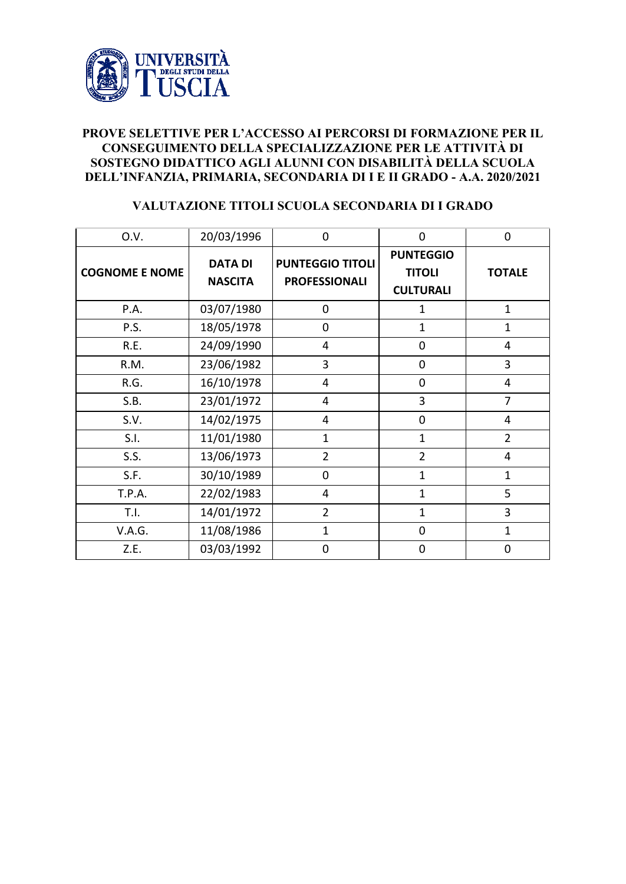# PROVE SELETTIVE PER L'ACCESSO AI PERCORSI DI FORMAZIONE PER IL CONSEGUIMENTO DELLA SPECIALIZZAZIONE PER LE ATTIVITÀ DI SOSTEGNO DIDATTICO AGLI ALUNNI CON DISABILITÀ DELLA SCUOLA DELL'INFANZIA, PRIMARIA, SECONDARIA DI I E II GRADO - A.A. 2020/2021

## VALUTAZIONE TITOLI SCUOLA SECONDARIA DI I GRADO

| | | | | |
|---|---|---|---|---|
| O.V. | 20/03/1996 | 0 | 0 | 0 |
| **COGNOME E NOME** | **DATA DI NASCITA** | **PUNTEGGIO TITOLI PROFESSIONALI** | **PUNTEGGIO TITOLI CULTURALI** | **TOTALE** |
| P.A. | 03/07/1980 | 0 | 1 | 1 |
| P.S. | 18/05/1978 | 0 | 1 | 1 |
| R.E. | 24/09/1990 | 4 | 0 | 4 |
| R.M. | 23/06/1982 | 3 | 0 | 3 |
| R.G. | 16/10/1978 | 4 | 0 | 4 |
| S.B. | 23/01/1972 | 4 | 3 | 7 |
| S.V. | 14/02/1975 | 4 | 0 | 4 |
| S.I. | 11/01/1980 | 1 | 1 | 2 |
| S.S. | 13/06/1973 | 2 | 2 | 4 |
| S.F. | 30/10/1989 | 0 | 1 | 1 |
| T.P.A. | 22/02/1983 | 4 | 1 | 5 |
| T.I. | 14/01/1972 | 2 | 1 | 3 |
| V.A.G. | 11/08/1986 | 1 | 0 | 1 |
| Z.E. | 03/03/1992 | 0 | 0 | 0 |